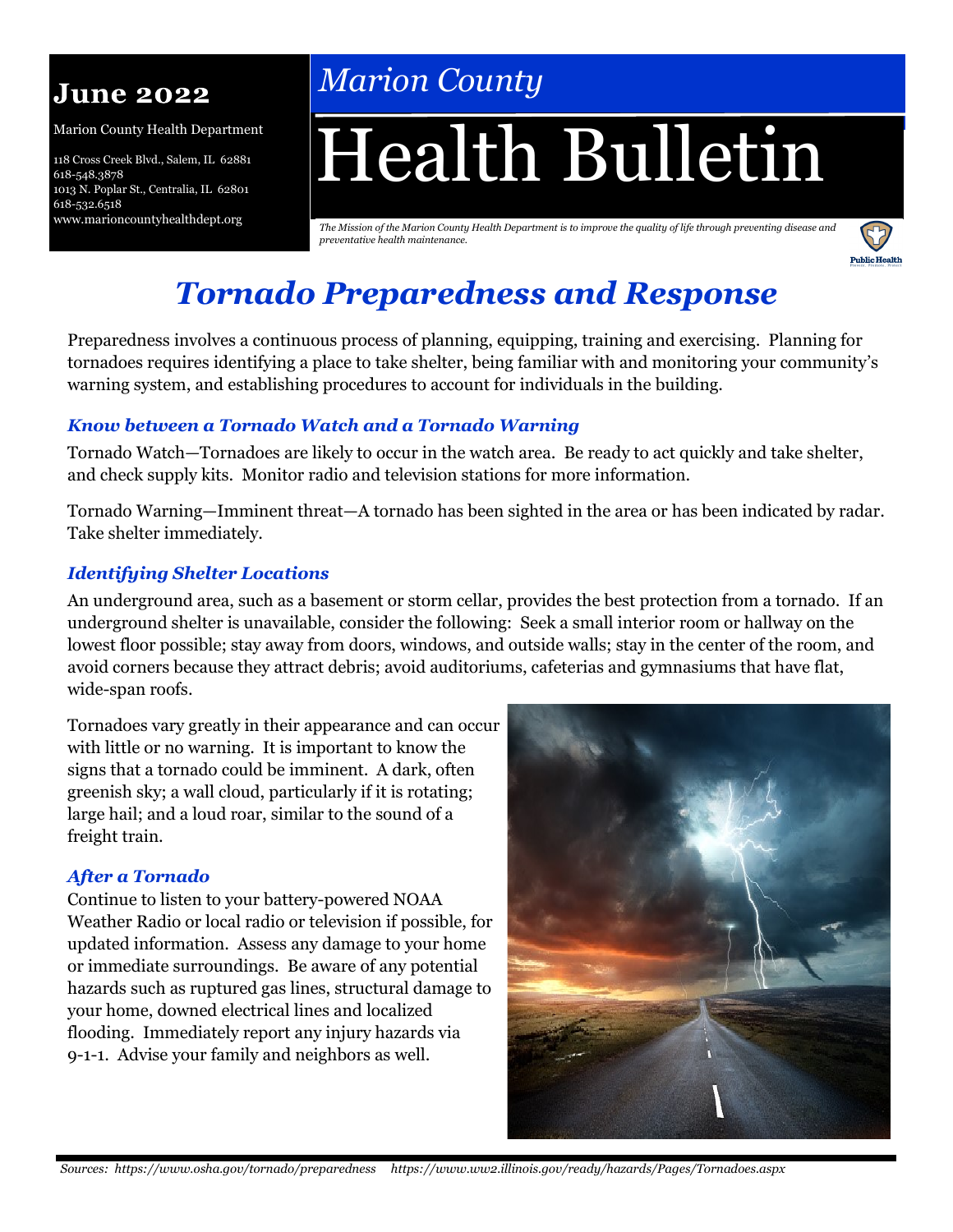**June 2022**

Marion County Health Department

118 Cross Creek Blvd., Salem, IL 62881
618-548.3878
1013 N. Poplar St., Centralia, IL 62801
618-532.6518
www.marioncountyhealthdept.org

*Marion County*

# Health Bulletin

*The Mission of the Marion County Health Department is to improve the quality of life through preventing disease and preventative health maintenance.*

## *Tornado Preparedness and Response*

Preparedness involves a continuous process of planning, equipping, training and exercising. Planning for tornadoes requires identifying a place to take shelter, being familiar with and monitoring your community's warning system, and establishing procedures to account for individuals in the building.

### *Know between a Tornado Watch and a Tornado Warning*

Tornado Watch—Tornadoes are likely to occur in the watch area. Be ready to act quickly and take shelter, and check supply kits. Monitor radio and television stations for more information.

Tornado Warning—Imminent threat—A tornado has been sighted in the area or has been indicated by radar. Take shelter immediately.

### *Identifying Shelter Locations*

An underground area, such as a basement or storm cellar, provides the best protection from a tornado. If an underground shelter is unavailable, consider the following: Seek a small interior room or hallway on the lowest floor possible; stay away from doors, windows, and outside walls; stay in the center of the room, and avoid corners because they attract debris; avoid auditoriums, cafeterias and gymnasiums that have flat, wide-span roofs.

Tornadoes vary greatly in their appearance and can occur with little or no warning. It is important to know the signs that a tornado could be imminent. A dark, often greenish sky; a wall cloud, particularly if it is rotating; large hail; and a loud roar, similar to the sound of a freight train.

### *After a Tornado*

Continue to listen to your battery-powered NOAA Weather Radio or local radio or television if possible, for updated information. Assess any damage to your home or immediate surroundings. Be aware of any potential hazards such as ruptured gas lines, structural damage to your home, downed electrical lines and localized flooding. Immediately report any injury hazards via 9-1-1. Advise your family and neighbors as well.

*Sources: https://www.osha.gov/tornado/preparedness https://www.ww2.illinois.gov/ready/hazards/Pages/Tornadoes.aspx*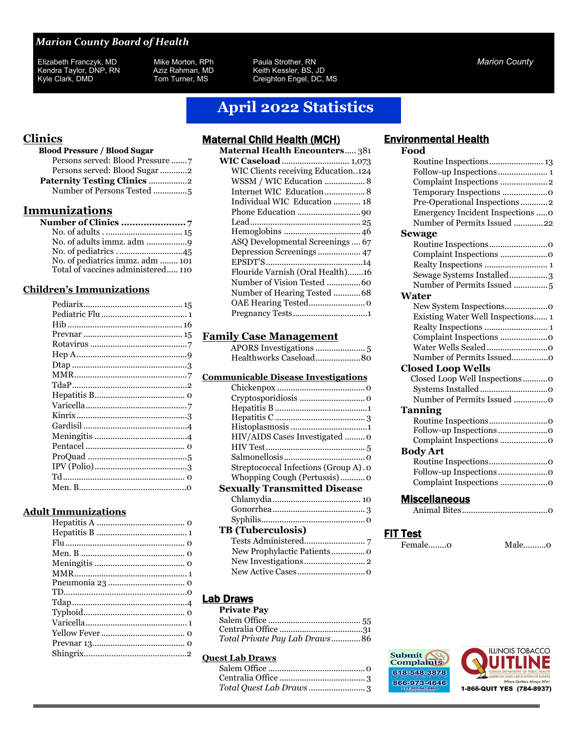## Marion County Board of Health

Elizabeth Franczyk, MD
Kendra Taylor, DNP, RN
Kyle Clark, DMD

Mike Morton, RPh
Aziz Rahman, MD
Tom Turner, MS

Paula Strother, RN
Keith Kessler, BS, JD
Creighton Engel, DC, MS

*Marion County*

# April 2022 Statistics

## Clinics

**Blood Pressure / Blood Sugar**

- Persons served: Blood Pressure .......7
- Persons served: Blood Sugar ............2

**Paternity Testing Clinics** .................2

- Number of Persons Tested ...............5

## Immunizations

**Number of Clinics** ......................7

- No. of adults .................................. 15
- No. of adults immz. adm ..................9
- No. of pediatrics .............................45
- No. of pediatrics immz. adm ........ 101
- Total of vaccines administered..... 110

### Children's Immunizations

- Pediarix............................................ 15
- Pediatric Flu ...................................... 1
- Hib ................................................... 16
- Prevnar ............................................ 15
- Rotavirus ...........................................7
- Hep A.................................................9
- Dtap ...................................................3
- MMR..................................................7
- TdaP...................................................2
- Hepatitis B........................................ 0
- Varicella .............................................7
- Kinrix .................................................3
- Gardisil ..............................................4
- Meningitis ..........................................4
- Pentacel ............................................ 0
- ProQuad .............................................5
- IPV (Polio).........................................3
- Td ...................................................... 0
- Men. B...............................................0

### Adult Immunizations

- Hepatitis A ....................................... 0
- Hepatitis B ........................................ 1
- Flu..................................................... 0
- Men. B .............................................. 0
- Meningitis ........................................ 0
- MMR.................................................. 1
- Pneumonia 23 .................................. 0
- TD......................................................0
- Tdap...................................................4
- Typhoid............................................. 0
- Varicella ............................................. 1
- Yellow Fever ..................................... 0
- Prevnar 13......................................... 0
- Shingrix..............................................2

## Maternal Child Health (MCH)

**Maternal Health Encounters**..... 381

**WIC Caseload** ............................. 1,073

- WIC Clients receiving Education..124
- WSSM / WIC Education .................. 8
- Internet WIC Education .................. 8
- Individual WIC Education ............ 18
- Phone Education ............................ 90
- Lead.................................................. 25
- Hemoglobins .................................. 46
- ASQ Developmental Screenings .... 67
- Depression Screenings ................... 47
- EPSDT'S...........................................14
- Flouride Varnish (Oral Health).......16
- Number of Vision Tested ...............60
- Number of Hearing Tested ............68
- OAE Hearing Tested......................... 0
- Pregnancy Tests.................................1

## Family Case Management

- APORS Investigations ...................... 5
- Healthworks Caseload....................80

### Communicable Disease Investigations

- Chickenpox ....................................... 0
- Cryptosporidiosis ............................. 0
- Hepatitis B .........................................1
- Hepatitis C ........................................ 3
- Histoplasmosis ..................................1
- HIV/AIDS Cases Investigated ......... 0
- HIV Test............................................ 5
- Salmonellosis .................................... 0
- Streptococcal Infections (Group A) . 0
- Whopping Cough (Pertussis)........... 0

**Sexually Transmitted Disease**

- Chlamydia ....................................... 10
- Gonorrhea ......................................... 3
- Syphilis.............................................. 0

**TB (Tuberculosis)**

- Tests Administered........................... 7
- New Prophylactic Patients .............. 0
- New Investigations ........................... 2
- New Active Cases .............................. 0

## Lab Draws

**Private Pay**

- Salem Office ......................................... 55
- Centralia Office .....................................31
- *Total Private Pay Lab Draws*.............86

### Quest Lab Draws

- Salem Office ........................................... 0
- Centralia Office ...................................... 3
- *Total Quest Lab Draws* ......................... 3

## Environmental Health

**Food**

- Routine Inspections........................ 13
- Follow-up Inspections ...................... 1
- Complaint Inspections ..................... 2
- Temporary Inspections .................... 0
- Pre-Operational Inspections ............ 2
- Emergency Incident Inspections ..... 0
- Number of Permits Issued .............22

**Sewage**

- Routine Inspections.......................... 0
- Complaint Inspections ..................... 0
- Realty Inspections ............................ 1
- Sewage Systems Installed................. 3
- Number of Permits Issued ............... 5

**Water**

- New System Inspections................... 0
- Existing Water Well Inspections...... 1
- Realty Inspections ............................ 1
- Complaint Inspections ..................... 0
- Water Wells Sealed ........................... 0
- Number of Permits Issued................ 0

**Closed Loop Wells**

- Closed Loop Well Inspections ........... 0
- Systems Installed .............................. 0
- Number of Permits Issued ............... 0

**Tanning**

- Routine Inspections.......................... 0
- Follow-up Inspections ...................... 0
- Complaint Inspections ..................... 0

**Body Art**

- Routine Inspections.......................... 0
- Follow-up Inspections ...................... 0
- Complaint Inspections ..................... 0

## Miscellaneous

- Animal Bites...................................... 0

## FIT Test

Female........0 Male..........0

Submit Complaints
618-548-3878
866-973-4646
TTY 800-547-0466

ILLINOIS TOBACCO QUITLINE
ILLINOIS DEPARTMENT OF PUBLIC HEALTH
AMERICAN LUNG ASSOCIATION OF ILLINOIS
*Where Quitters Always Win!*
1-866-QUIT YES (784-8937)